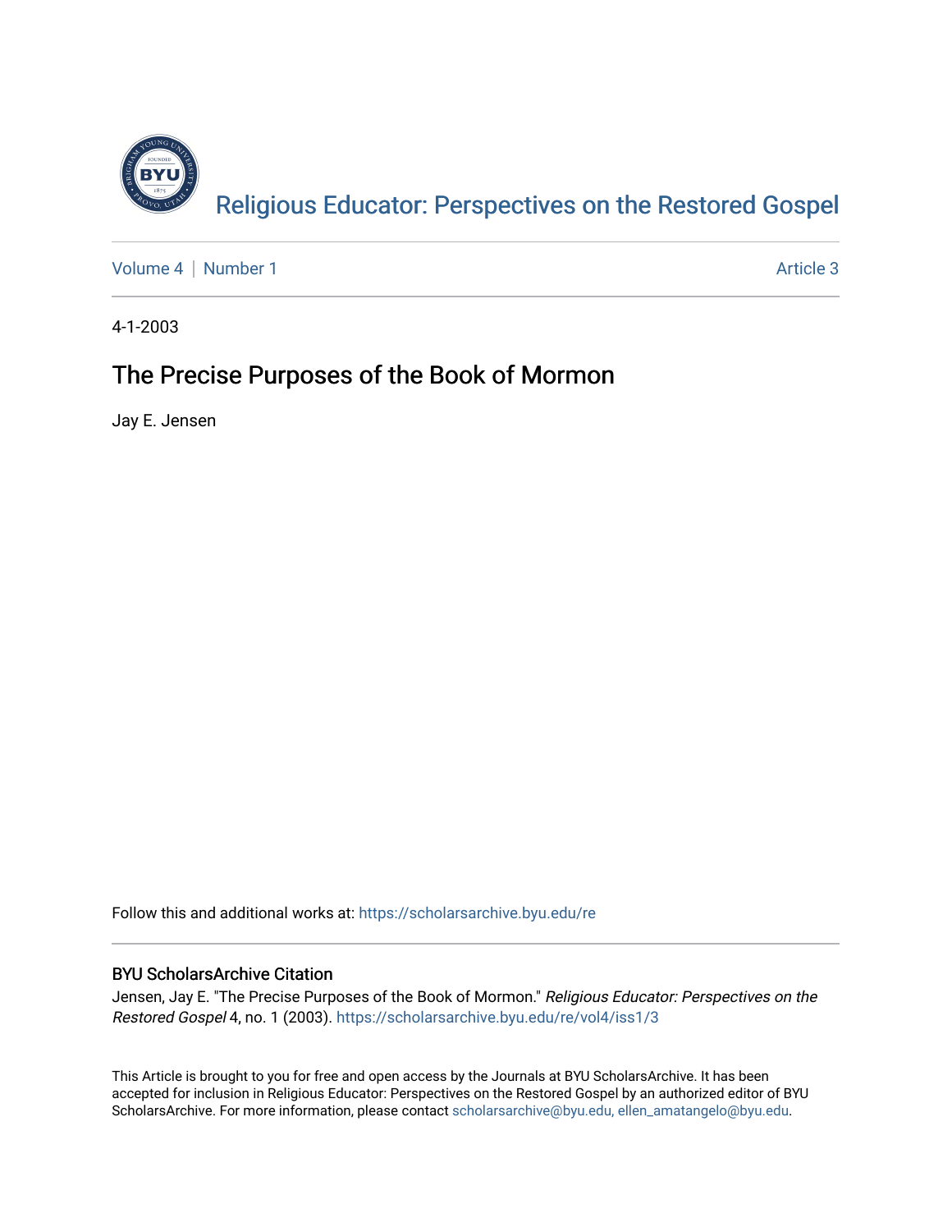[Religious Educator: Perspectives on the Restored Gospel](https://scholarsarchive.byu.edu/re)

Volume 4 | Number 1 — Article 3

4-1-2003

# The Precise Purposes of the Book of Mormon

Jay E. Jensen

Follow this and additional works at: https://scholarsarchive.byu.edu/re

### BYU ScholarsArchive Citation

Jensen, Jay E. "The Precise Purposes of the Book of Mormon." *Religious Educator: Perspectives on the Restored Gospel* 4, no. 1 (2003). https://scholarsarchive.byu.edu/re/vol4/iss1/3

This Article is brought to you for free and open access by the Journals at BYU ScholarsArchive. It has been accepted for inclusion in Religious Educator: Perspectives on the Restored Gospel by an authorized editor of BYU ScholarsArchive. For more information, please contact scholarsarchive@byu.edu, ellen_amatangelo@byu.edu.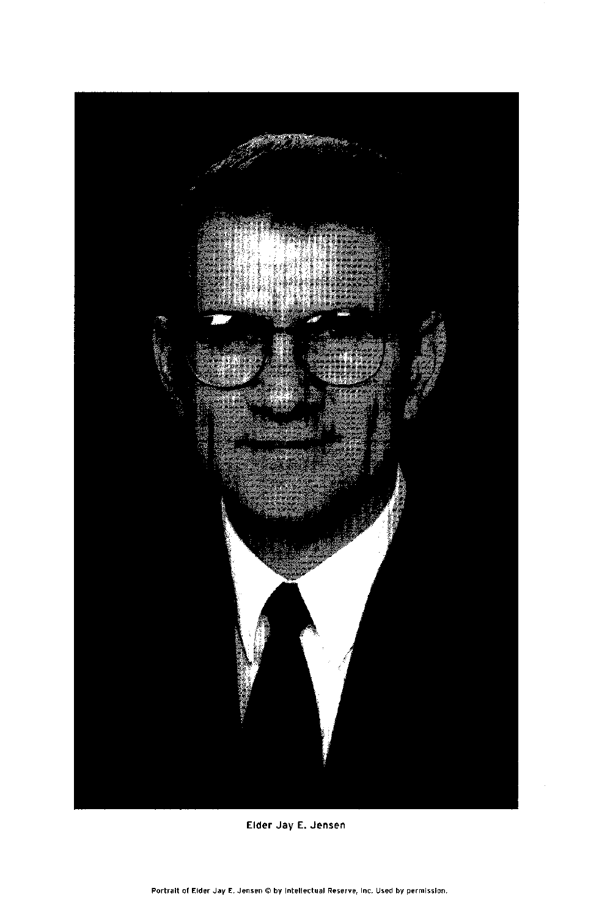Elder Jay E. Jensen

Portrait of Elder Jay E. Jensen © by Intellectual Reserve, Inc. Used by permission.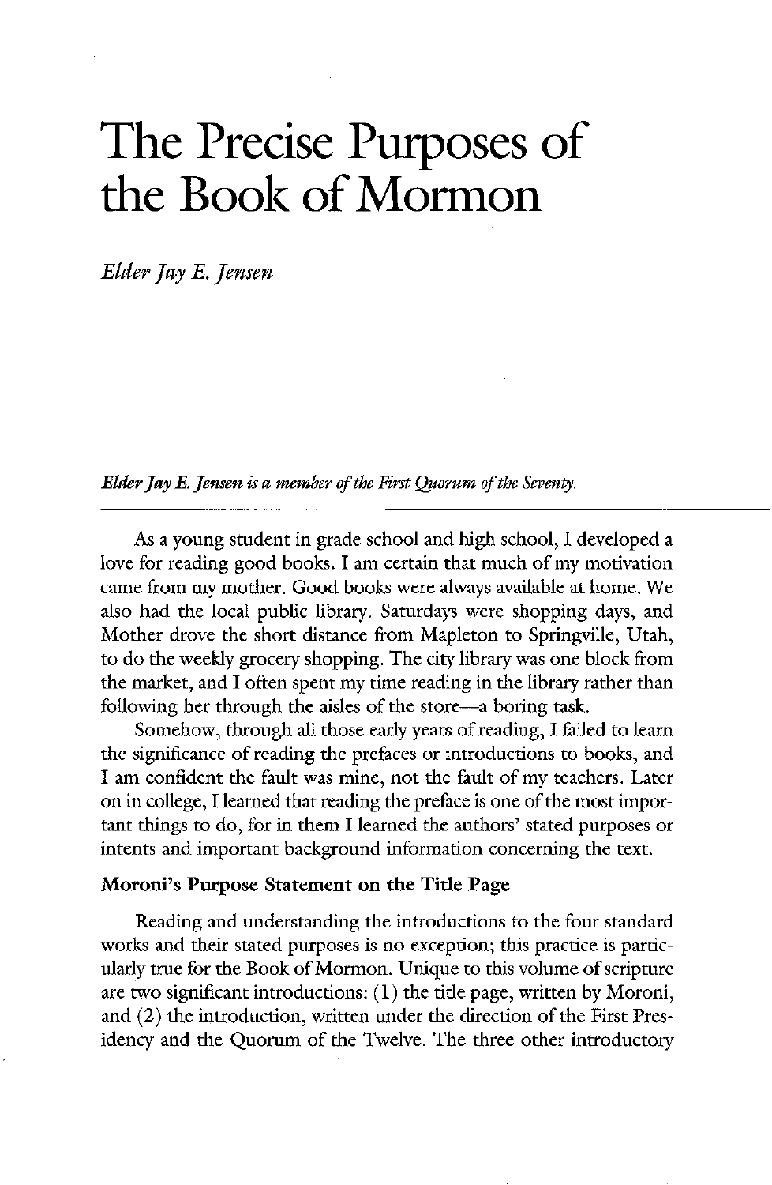# The Precise Purposes of the Book of Mormon

*Elder Jay E. Jensen*

***Elder Jay E. Jensen is a member of the First Quorum of the Seventy.***

As a young student in grade school and high school, I developed a love for reading good books. I am certain that much of my motivation came from my mother. Good books were always available at home. We also had the local public library. Saturdays were shopping days, and Mother drove the short distance from Mapleton to Springville, Utah, to do the weekly grocery shopping. The city library was one block from the market, and I often spent my time reading in the library rather than following her through the aisles of the store—a boring task.

Somehow, through all those early years of reading, I failed to learn the significance of reading the prefaces or introductions to books, and I am confident the fault was mine, not the fault of my teachers. Later on in college, I learned that reading the preface is one of the most important things to do, for in them I learned the authors' stated purposes or intents and important background information concerning the text.

### Moroni's Purpose Statement on the Title Page

Reading and understanding the introductions to the four standard works and their stated purposes is no exception; this practice is particularly true for the Book of Mormon. Unique to this volume of scripture are two significant introductions: (1) the title page, written by Moroni, and (2) the introduction, written under the direction of the First Presidency and the Quorum of the Twelve. The three other introductory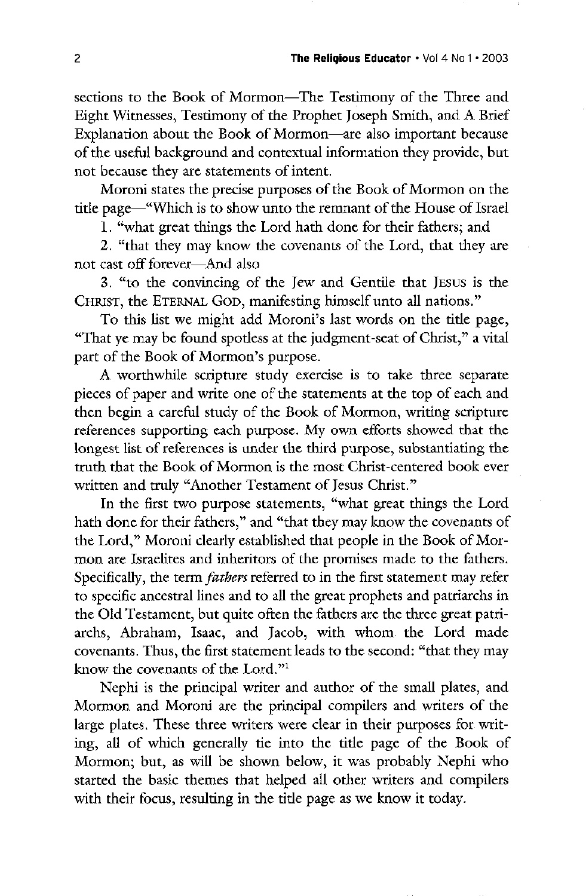sections to the Book of Mormon—The Testimony of the Three and Eight Witnesses, Testimony of the Prophet Joseph Smith, and A Brief Explanation about the Book of Mormon—are also important because of the useful background and contextual information they provide, but not because they are statements of intent.

Moroni states the precise purposes of the Book of Mormon on the title page—"Which is to show unto the remnant of the House of Israel

1. "what great things the Lord hath done for their fathers; and
2. "that they may know the covenants of the Lord, that they are not cast off forever—And also
3. "to the convincing of the Jew and Gentile that JESUS is the CHRIST, the ETERNAL GOD, manifesting himself unto all nations."

To this list we might add Moroni's last words on the title page, "That ye may be found spotless at the judgment-seat of Christ," a vital part of the Book of Mormon's purpose.

A worthwhile scripture study exercise is to take three separate pieces of paper and write one of the statements at the top of each and then begin a careful study of the Book of Mormon, writing scripture references supporting each purpose. My own efforts showed that the longest list of references is under the third purpose, substantiating the truth that the Book of Mormon is the most Christ-centered book ever written and truly "Another Testament of Jesus Christ."

In the first two purpose statements, "what great things the Lord hath done for their fathers," and "that they may know the covenants of the Lord," Moroni clearly established that people in the Book of Mormon are Israelites and inheritors of the promises made to the fathers. Specifically, the term *fathers* referred to in the first statement may refer to specific ancestral lines and to all the great prophets and patriarchs in the Old Testament, but quite often the fathers are the three great patriarchs, Abraham, Isaac, and Jacob, with whom the Lord made covenants. Thus, the first statement leads to the second: "that they may know the covenants of the Lord."[1]

Nephi is the principal writer and author of the small plates, and Mormon and Moroni are the principal compilers and writers of the large plates. These three writers were clear in their purposes for writing, all of which generally tie into the title page of the Book of Mormon; but, as will be shown below, it was probably Nephi who started the basic themes that helped all other writers and compilers with their focus, resulting in the title page as we know it today.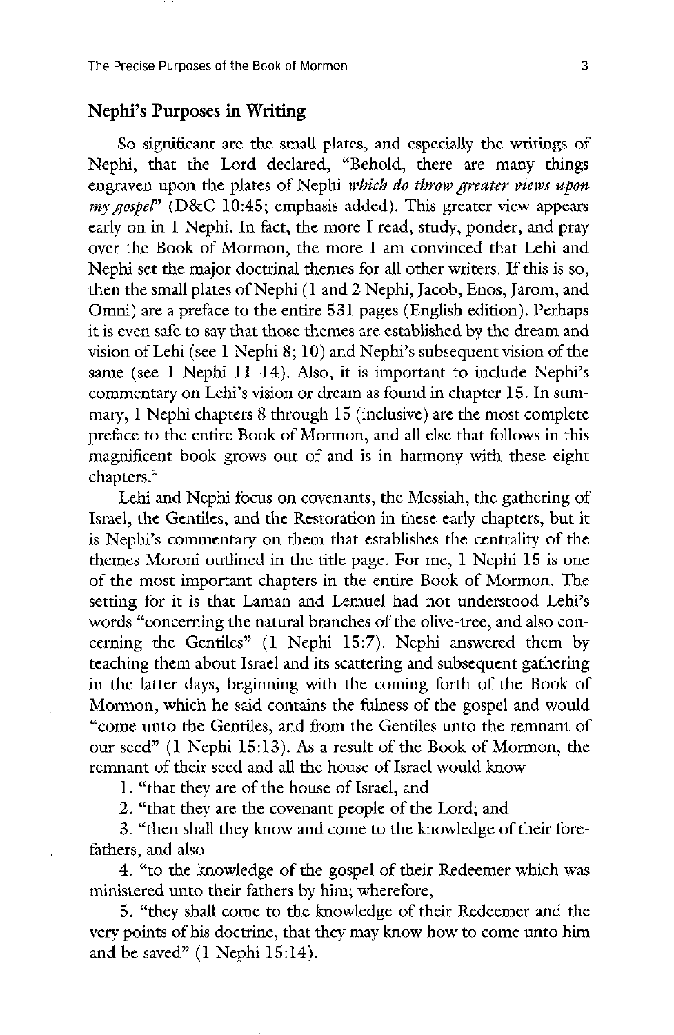## Nephi's Purposes in Writing

So significant are the small plates, and especially the writings of Nephi, that the Lord declared, "Behold, there are many things engraven upon the plates of Nephi *which do throw greater views upon my gospel*" (D&C 10:45; emphasis added). This greater view appears early on in 1 Nephi. In fact, the more I read, study, ponder, and pray over the Book of Mormon, the more I am convinced that Lehi and Nephi set the major doctrinal themes for all other writers. If this is so, then the small plates of Nephi (1 and 2 Nephi, Jacob, Enos, Jarom, and Omni) are a preface to the entire 531 pages (English edition). Perhaps it is even safe to say that those themes are established by the dream and vision of Lehi (see 1 Nephi 8; 10) and Nephi's subsequent vision of the same (see 1 Nephi 11–14). Also, it is important to include Nephi's commentary on Lehi's vision or dream as found in chapter 15. In summary, 1 Nephi chapters 8 through 15 (inclusive) are the most complete preface to the entire Book of Mormon, and all else that follows in this magnificent book grows out of and is in harmony with these eight chapters.[3]

Lehi and Nephi focus on covenants, the Messiah, the gathering of Israel, the Gentiles, and the Restoration in these early chapters, but it is Nephi's commentary on them that establishes the centrality of the themes Moroni outlined in the title page. For me, 1 Nephi 15 is one of the most important chapters in the entire Book of Mormon. The setting for it is that Laman and Lemuel had not understood Lehi's words "concerning the natural branches of the olive-tree, and also concerning the Gentiles" (1 Nephi 15:7). Nephi answered them by teaching them about Israel and its scattering and subsequent gathering in the latter days, beginning with the coming forth of the Book of Mormon, which he said contains the fulness of the gospel and would "come unto the Gentiles, and from the Gentiles unto the remnant of our seed" (1 Nephi 15:13). As a result of the Book of Mormon, the remnant of their seed and all the house of Israel would know

1. "that they are of the house of Israel, and
2. "that they are the covenant people of the Lord; and
3. "then shall they know and come to the knowledge of their forefathers, and also
4. "to the knowledge of the gospel of their Redeemer which was ministered unto their fathers by him; wherefore,
5. "they shall come to the knowledge of their Redeemer and the very points of his doctrine, that they may know how to come unto him and be saved" (1 Nephi 15:14).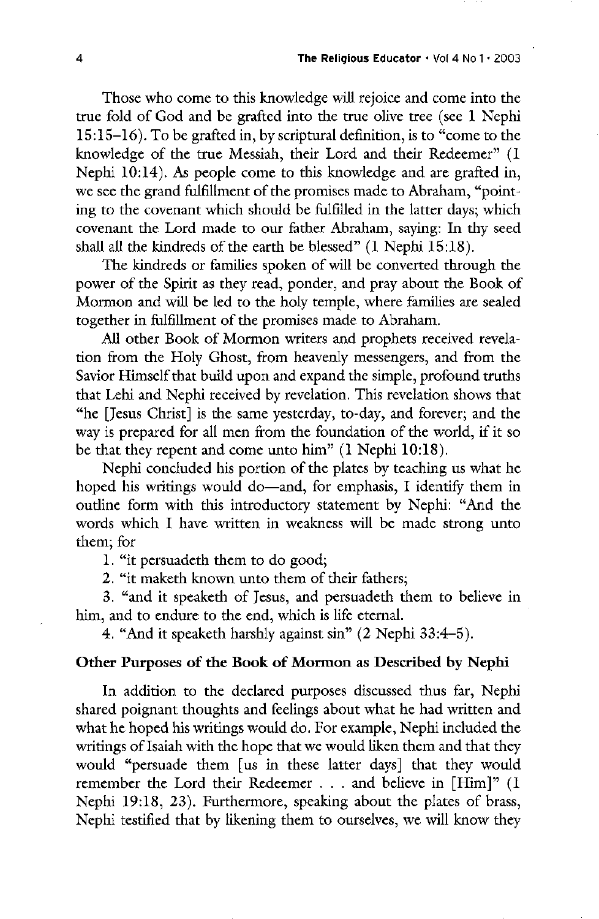Those who come to this knowledge will rejoice and come into the true fold of God and be grafted into the true olive tree (see 1 Nephi 15:15–16). To be grafted in, by scriptural definition, is to "come to the knowledge of the true Messiah, their Lord and their Redeemer" (1 Nephi 10:14). As people come to this knowledge and are grafted in, we see the grand fulfillment of the promises made to Abraham, "pointing to the covenant which should be fulfilled in the latter days; which covenant the Lord made to our father Abraham, saying: In thy seed shall all the kindreds of the earth be blessed" (1 Nephi 15:18).

The kindreds or families spoken of will be converted through the power of the Spirit as they read, ponder, and pray about the Book of Mormon and will be led to the holy temple, where families are sealed together in fulfillment of the promises made to Abraham.

All other Book of Mormon writers and prophets received revelation from the Holy Ghost, from heavenly messengers, and from the Savior Himself that build upon and expand the simple, profound truths that Lehi and Nephi received by revelation. This revelation shows that "he [Jesus Christ] is the same yesterday, to-day, and forever; and the way is prepared for all men from the foundation of the world, if it so be that they repent and come unto him" (1 Nephi 10:18).

Nephi concluded his portion of the plates by teaching us what he hoped his writings would do—and, for emphasis, I identify them in outline form with this introductory statement by Nephi: "And the words which I have written in weakness will be made strong unto them; for

1. "it persuadeth them to do good;
2. "it maketh known unto them of their fathers;
3. "and it speaketh of Jesus, and persuadeth them to believe in him, and to endure to the end, which is life eternal.
4. "And it speaketh harshly against sin" (2 Nephi 33:4–5).

### Other Purposes of the Book of Mormon as Described by Nephi

In addition to the declared purposes discussed thus far, Nephi shared poignant thoughts and feelings about what he had written and what he hoped his writings would do. For example, Nephi included the writings of Isaiah with the hope that we would liken them and that they would "persuade them [us in these latter days] that they would remember the Lord their Redeemer . . . and believe in [Him]" (1 Nephi 19:18, 23). Furthermore, speaking about the plates of brass, Nephi testified that by likening them to ourselves, we will know they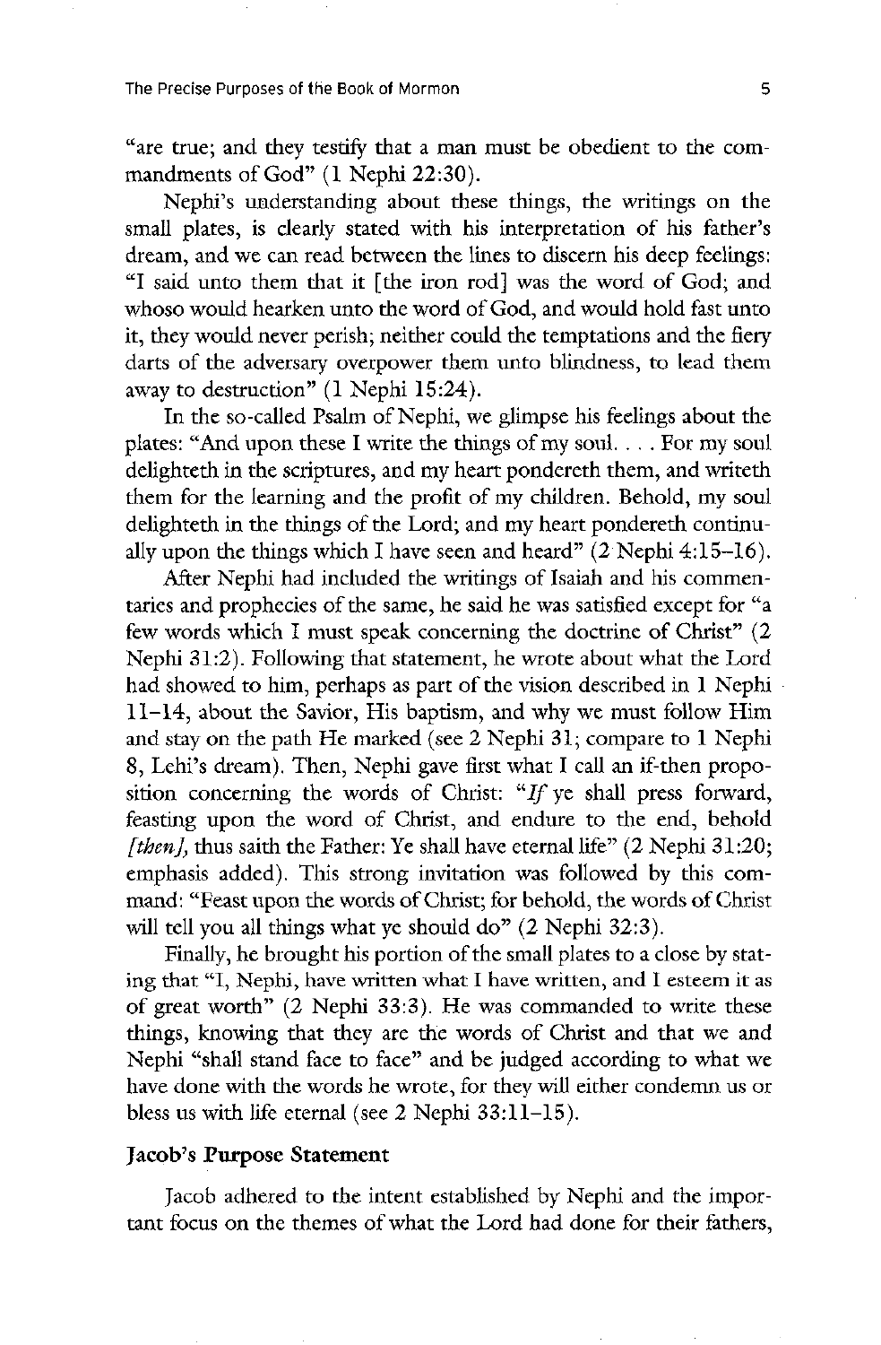"are true; and they testify that a man must be obedient to the commandments of God" (1 Nephi 22:30).

Nephi's understanding about these things, the writings on the small plates, is clearly stated with his interpretation of his father's dream, and we can read between the lines to discern his deep feelings: "I said unto them that it [the iron rod] was the word of God; and whoso would hearken unto the word of God, and would hold fast unto it, they would never perish; neither could the temptations and the fiery darts of the adversary overpower them unto blindness, to lead them away to destruction" (1 Nephi 15:24).

In the so-called Psalm of Nephi, we glimpse his feelings about the plates: "And upon these I write the things of my soul. . . . For my soul delighteth in the scriptures, and my heart pondereth them, and writeth them for the learning and the profit of my children. Behold, my soul delighteth in the things of the Lord; and my heart pondereth continually upon the things which I have seen and heard" (2 Nephi 4:15–16).

After Nephi had included the writings of Isaiah and his commentaries and prophecies of the same, he said he was satisfied except for "a few words which I must speak concerning the doctrine of Christ" (2 Nephi 31:2). Following that statement, he wrote about what the Lord had showed to him, perhaps as part of the vision described in 1 Nephi 11–14, about the Savior, His baptism, and why we must follow Him and stay on the path He marked (see 2 Nephi 31; compare to 1 Nephi 8, Lehi's dream). Then, Nephi gave first what I call an if-then proposition concerning the words of Christ: "*If* ye shall press forward, feasting upon the word of Christ, and endure to the end, behold *[then]*, thus saith the Father: Ye shall have eternal life" (2 Nephi 31:20; emphasis added). This strong invitation was followed by this command: "Feast upon the words of Christ; for behold, the words of Christ will tell you all things what ye should do" (2 Nephi 32:3).

Finally, he brought his portion of the small plates to a close by stating that "I, Nephi, have written what I have written, and I esteem it as of great worth" (2 Nephi 33:3). He was commanded to write these things, knowing that they are the words of Christ and that we and Nephi "shall stand face to face" and be judged according to what we have done with the words he wrote, for they will either condemn us or bless us with life eternal (see 2 Nephi 33:11–15).

### Jacob's Purpose Statement

Jacob adhered to the intent established by Nephi and the important focus on the themes of what the Lord had done for their fathers,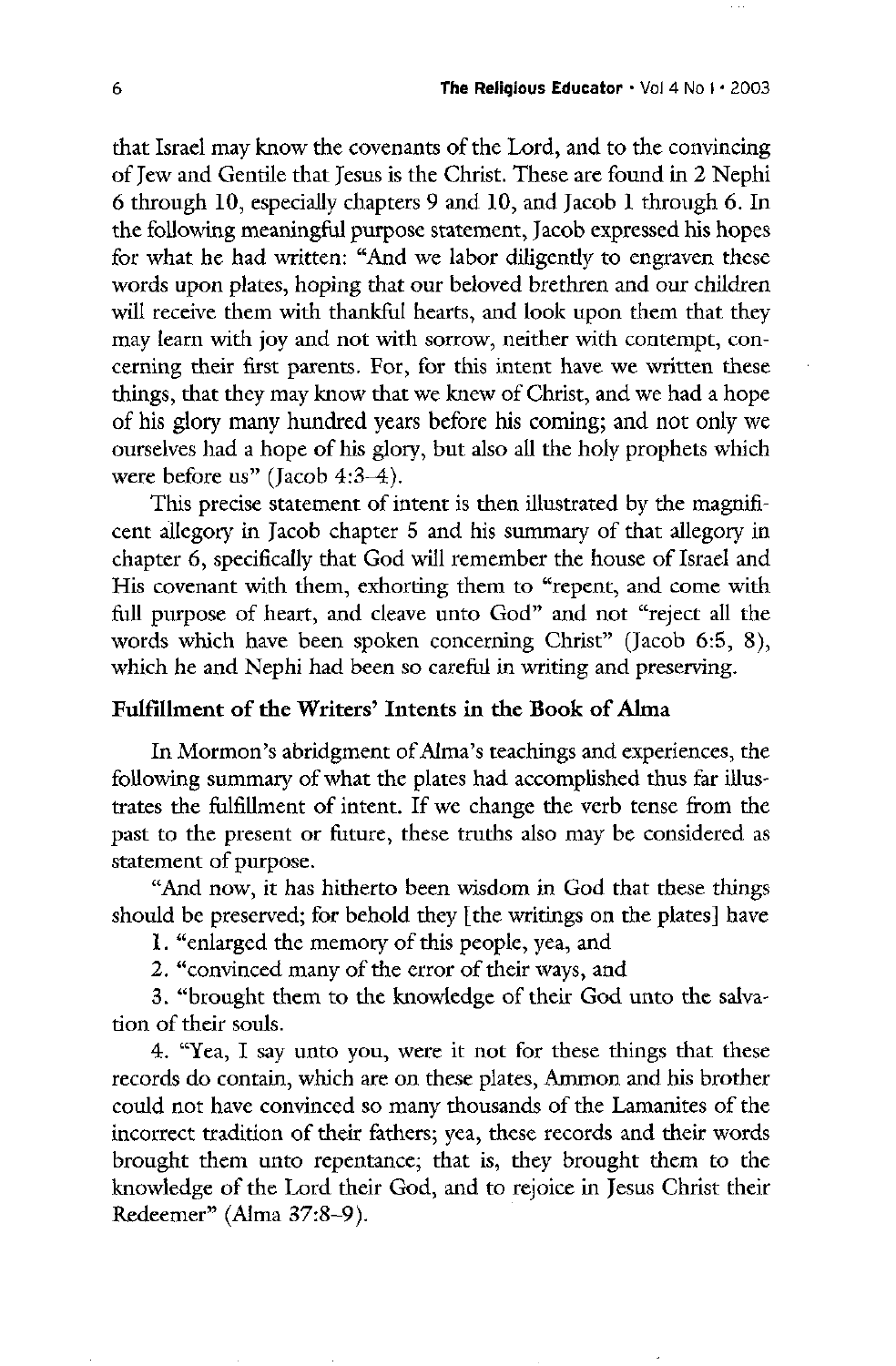that Israel may know the covenants of the Lord, and to the convincing of Jew and Gentile that Jesus is the Christ. These are found in 2 Nephi 6 through 10, especially chapters 9 and 10, and Jacob 1 through 6. In the following meaningful purpose statement, Jacob expressed his hopes for what he had written: "And we labor diligently to engraven these words upon plates, hoping that our beloved brethren and our children will receive them with thankful hearts, and look upon them that they may learn with joy and not with sorrow, neither with contempt, concerning their first parents. For, for this intent have we written these things, that they may know that we knew of Christ, and we had a hope of his glory many hundred years before his coming; and not only we ourselves had a hope of his glory, but also all the holy prophets which were before us" (Jacob 4:3–4).

This precise statement of intent is then illustrated by the magnificent allegory in Jacob chapter 5 and his summary of that allegory in chapter 6, specifically that God will remember the house of Israel and His covenant with them, exhorting them to "repent, and come with full purpose of heart, and cleave unto God" and not "reject all the words which have been spoken concerning Christ" (Jacob 6:5, 8), which he and Nephi had been so careful in writing and preserving.

### Fulfillment of the Writers' Intents in the Book of Alma

In Mormon's abridgment of Alma's teachings and experiences, the following summary of what the plates had accomplished thus far illustrates the fulfillment of intent. If we change the verb tense from the past to the present or future, these truths also may be considered as statement of purpose.

"And now, it has hitherto been wisdom in God that these things should be preserved; for behold they [the writings on the plates] have

1. "enlarged the memory of this people, yea, and
2. "convinced many of the error of their ways, and
3. "brought them to the knowledge of their God unto the salvation of their souls.
4. "Yea, I say unto you, were it not for these things that these records do contain, which are on these plates, Ammon and his brother could not have convinced so many thousands of the Lamanites of the incorrect tradition of their fathers; yea, these records and their words brought them unto repentance; that is, they brought them to the knowledge of the Lord their God, and to rejoice in Jesus Christ their Redeemer" (Alma 37:8–9).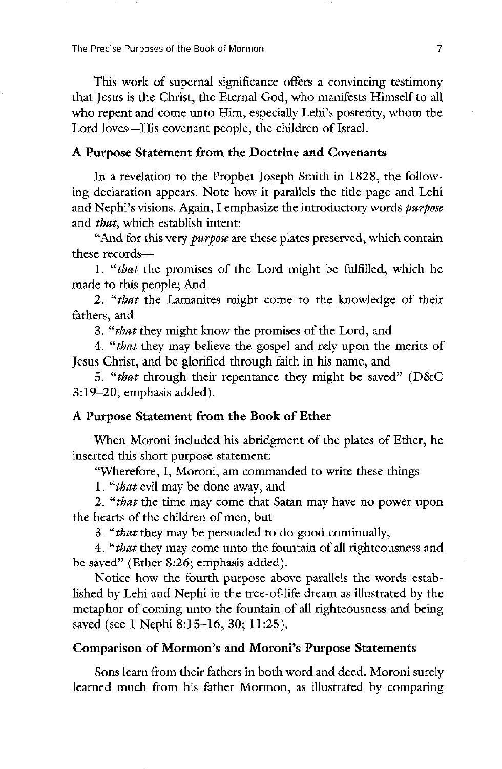This work of supernal significance offers a convincing testimony that Jesus is the Christ, the Eternal God, who manifests Himself to all who repent and come unto Him, especially Lehi's posterity, whom the Lord loves—His covenant people, the children of Israel.

### A Purpose Statement from the Doctrine and Covenants

In a revelation to the Prophet Joseph Smith in 1828, the following declaration appears. Note how it parallels the title page and Lehi and Nephi's visions. Again, I emphasize the introductory words *purpose* and *that,* which establish intent:

"And for this very *purpose* are these plates preserved, which contain these records—

1. "*that* the promises of the Lord might be fulfilled, which he made to this people; And

2. "*that* the Lamanites might come to the knowledge of their fathers, and

3. "*that* they might know the promises of the Lord, and

4. "*that* they may believe the gospel and rely upon the merits of Jesus Christ, and be glorified through faith in his name, and

5. "*that* through their repentance they might be saved" (D&C 3:19–20, emphasis added).

### A Purpose Statement from the Book of Ether

When Moroni included his abridgment of the plates of Ether, he inserted this short purpose statement:

"Wherefore, I, Moroni, am commanded to write these things

1. "*that* evil may be done away, and

2. "*that* the time may come that Satan may have no power upon the hearts of the children of men, but

3. "*that* they may be persuaded to do good continually,

4. "*that* they may come unto the fountain of all righteousness and be saved" (Ether 8:26; emphasis added).

Notice how the fourth purpose above parallels the words established by Lehi and Nephi in the tree-of-life dream as illustrated by the metaphor of coming unto the fountain of all righteousness and being saved (see 1 Nephi 8:15–16, 30; 11:25).

### Comparison of Mormon's and Moroni's Purpose Statements

Sons learn from their fathers in both word and deed. Moroni surely learned much from his father Mormon, as illustrated by comparing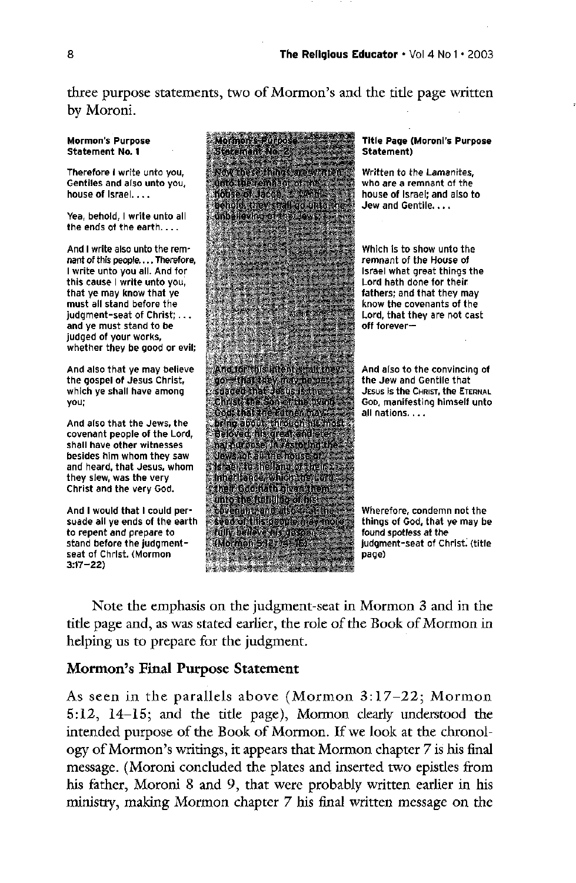three purpose statements, two of Mormon's and the title page written by Moroni.

| **Mormon's Purpose Statement No. 1** | **Mormon's Purpose Statement No. 2** | **Title Page (Moroni's Purpose Statement)** |
| --- | --- | --- |
| Therefore I write unto you, Gentiles and also unto you, house of Israel. . . . <br><br> Yea, behold, I write unto all the ends of the earth. . . . | Now these things are written unto the remnant of the house of Jacob; . . . behold, they shall go unto the unbelieving of the Jews; | Written to the Lamanites, who are a remnant of the house of Israel; and also to Jew and Gentile. . . . |
| And I write also unto the remnant of this people. . . . Therefore, I write unto you all. And for this cause I write unto you, that ye may know that ye must all stand before the judgment-seat of Christ; . . . and ye must stand to be judged of your works, whether they be good or evil; | | Which is to show unto the remnant of the House of Israel what great things the Lord hath done for their fathers; and that they may know the covenants of the Lord, that they are not cast off forever— |
| And also that ye may believe the gospel of Jesus Christ, which ye shall have among you; <br><br> And also that the Jews, the covenant people of the Lord, shall have other witnesses besides him whom they saw and heard, that Jesus, whom they slew, was the very Christ and the very God. | And for this intent shall they go—that they may be persuaded that Jesus is the Christ, the Son of the living God; that the Father may bring about, through his most Beloved, his great and eternal purpose, in restoring the Jews, or all the house of Israel, to the land of their inheritance, which the Lord their God hath given them, unto the fulfilling of his covenant; and also that the seed of this people may more fully believe his gospel. (Mormon 5:12, 14–15) | And also to the convincing of the Jew and Gentile that JESUS is the CHRIST, the ETERNAL GOD, manifesting himself unto all nations. . . . |
| And I would that I could persuade all ye ends of the earth to repent and prepare to stand before the judgment-seat of Christ. (Mormon 3:17–22) | | Wherefore, condemn not the things of God, that ye may be found spotless at the judgment-seat of Christ. (title page) |

Note the emphasis on the judgment-seat in Mormon 3 and in the title page and, as was stated earlier, the role of the Book of Mormon in helping us to prepare for the judgment.

## Mormon's Final Purpose Statement

As seen in the parallels above (Mormon 3:17–22; Mormon 5:12, 14–15; and the title page), Mormon clearly understood the intended purpose of the Book of Mormon. If we look at the chronology of Mormon's writings, it appears that Mormon chapter 7 is his final message. (Moroni concluded the plates and inserted two epistles from his father, Moroni 8 and 9, that were probably written earlier in his ministry, making Mormon chapter 7 his final written message on the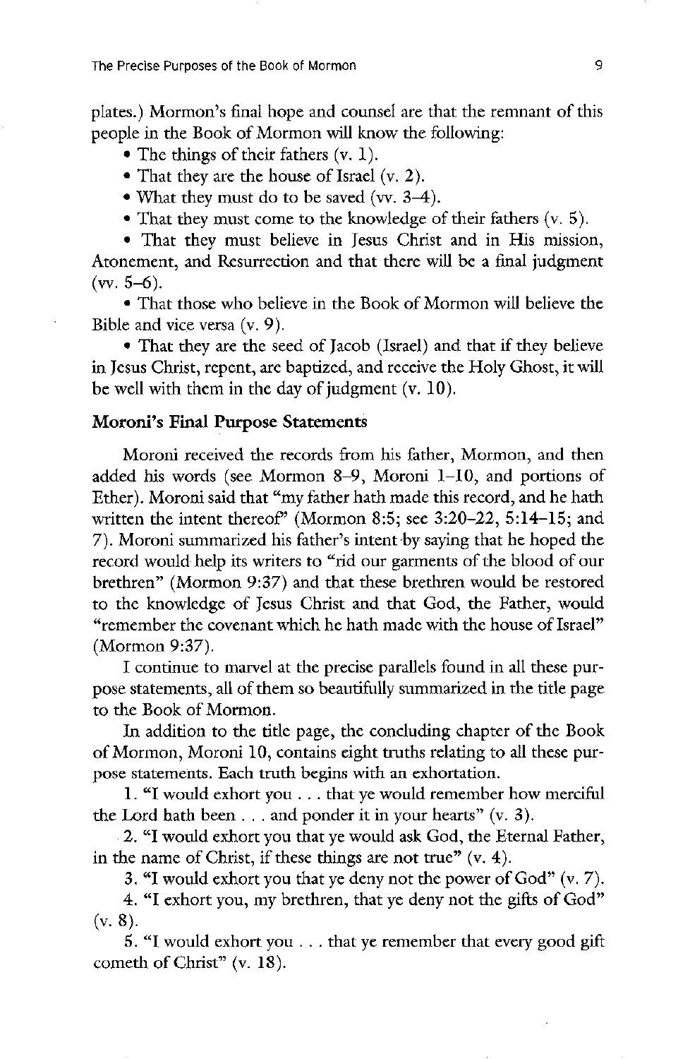plates.) Mormon's final hope and counsel are that the remnant of this people in the Book of Mormon will know the following:

- The things of their fathers (v. 1).
- That they are the house of Israel (v. 2).
- What they must do to be saved (vv. 3–4).
- That they must come to the knowledge of their fathers (v. 5).
- That they must believe in Jesus Christ and in His mission, Atonement, and Resurrection and that there will be a final judgment (vv. 5–6).
- That those who believe in the Book of Mormon will believe the Bible and vice versa (v. 9).
- That they are the seed of Jacob (Israel) and that if they believe in Jesus Christ, repent, are baptized, and receive the Holy Ghost, it will be well with them in the day of judgment (v. 10).

**Moroni's Final Purpose Statements**

Moroni received the records from his father, Mormon, and then added his words (see Mormon 8–9, Moroni 1–10, and portions of Ether). Moroni said that "my father hath made this record, and he hath written the intent thereof" (Mormon 8:5; see 3:20–22, 5:14–15; and 7). Moroni summarized his father's intent by saying that he hoped the record would help its writers to "rid our garments of the blood of our brethren" (Mormon 9:37) and that these brethren would be restored to the knowledge of Jesus Christ and that God, the Father, would "remember the covenant which he hath made with the house of Israel" (Mormon 9:37).

I continue to marvel at the precise parallels found in all these purpose statements, all of them so beautifully summarized in the title page to the Book of Mormon.

In addition to the title page, the concluding chapter of the Book of Mormon, Moroni 10, contains eight truths relating to all these purpose statements. Each truth begins with an exhortation.

1. "I would exhort you . . . that ye would remember how merciful the Lord hath been . . . and ponder it in your hearts" (v. 3).
2. "I would exhort you that ye would ask God, the Eternal Father, in the name of Christ, if these things are not true" (v. 4).
3. "I would exhort you that ye deny not the power of God" (v. 7).
4. "I exhort you, my brethren, that ye deny not the gifts of God" (v. 8).
5. "I would exhort you . . . that ye remember that every good gift cometh of Christ" (v. 18).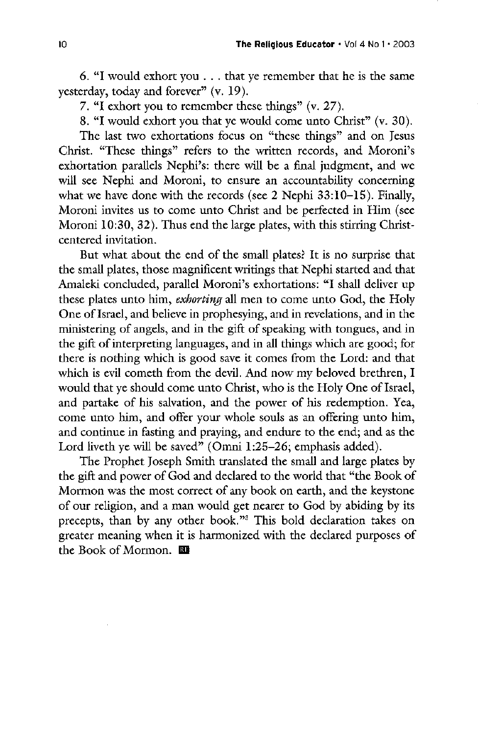6. "I would exhort you . . . that ye remember that he is the same yesterday, today and forever" (v. 19).

7. "I exhort you to remember these things" (v. 27).

8. "I would exhort you that ye would come unto Christ" (v. 30).

The last two exhortations focus on "these things" and on Jesus Christ. "These things" refers to the written records, and Moroni's exhortation parallels Nephi's: there will be a final judgment, and we will see Nephi and Moroni, to ensure an accountability concerning what we have done with the records (see 2 Nephi 33:10–15). Finally, Moroni invites us to come unto Christ and be perfected in Him (see Moroni 10:30, 32). Thus end the large plates, with this stirring Christ-centered invitation.

But what about the end of the small plates? It is no surprise that the small plates, those magnificent writings that Nephi started and that Amaleki concluded, parallel Moroni's exhortations: "I shall deliver up these plates unto him, *exhorting* all men to come unto God, the Holy One of Israel, and believe in prophesying, and in revelations, and in the ministering of angels, and in the gift of speaking with tongues, and in the gift of interpreting languages, and in all things which are good; for there is nothing which is good save it comes from the Lord: and that which is evil cometh from the devil. And now my beloved brethren, I would that ye should come unto Christ, who is the Holy One of Israel, and partake of his salvation, and the power of his redemption. Yea, come unto him, and offer your whole souls as an offering unto him, and continue in fasting and praying, and endure to the end; and as the Lord liveth ye will be saved" (Omni 1:25–26; emphasis added).

The Prophet Joseph Smith translated the small and large plates by the gift and power of God and declared to the world that "the Book of Mormon was the most correct of any book on earth, and the keystone of our religion, and a man would get nearer to God by abiding by its precepts, than by any other book."[3] This bold declaration takes on greater meaning when it is harmonized with the declared purposes of the Book of Mormon.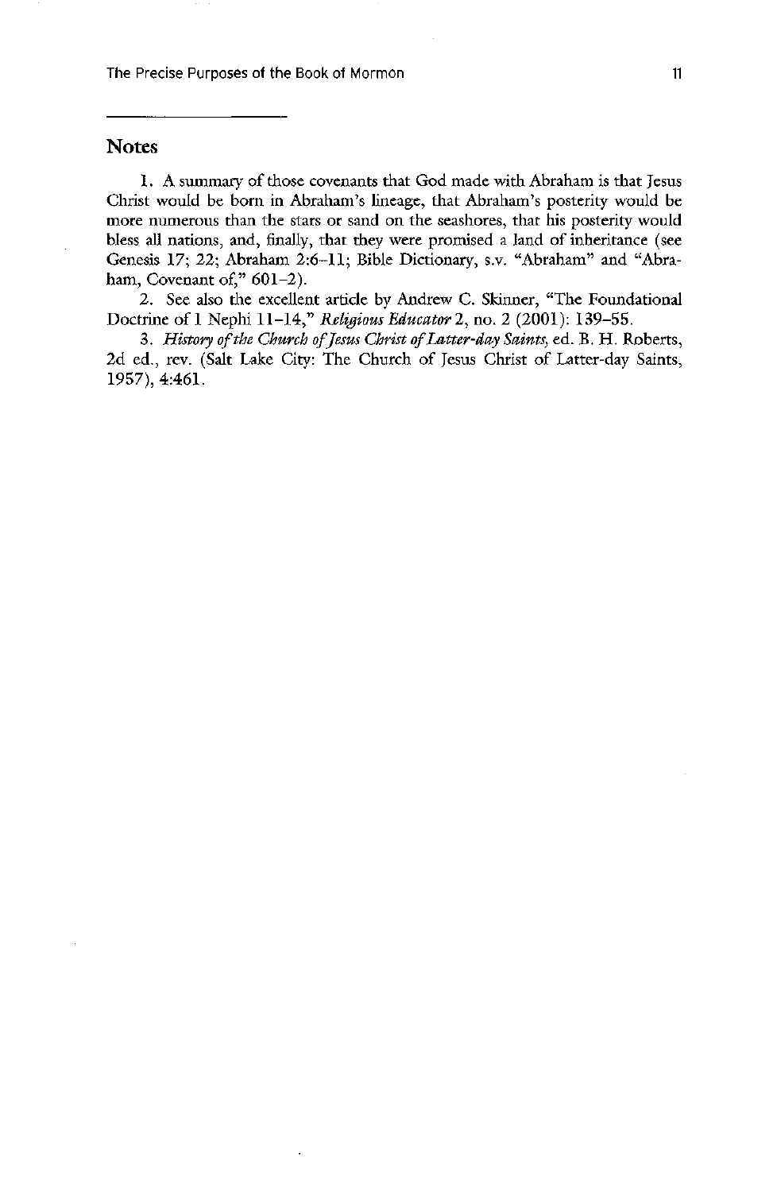## Notes

1. A summary of those covenants that God made with Abraham is that Jesus Christ would be born in Abraham's lineage, that Abraham's posterity would be more numerous than the stars or sand on the seashores, that his posterity would bless all nations, and, finally, that they were promised a land of inheritance (see Genesis 17; 22; Abraham 2:6–11; Bible Dictionary, s.v. "Abraham" and "Abraham, Covenant of," 601–2).

2. See also the excellent article by Andrew C. Skinner, "The Foundational Doctrine of 1 Nephi 11–14," *Religious Educator* 2, no. 2 (2001): 139–55.

3. *History of the Church of Jesus Christ of Latter-day Saints*, ed. B. H. Roberts, 2d ed., rev. (Salt Lake City: The Church of Jesus Christ of Latter-day Saints, 1957), 4:461.